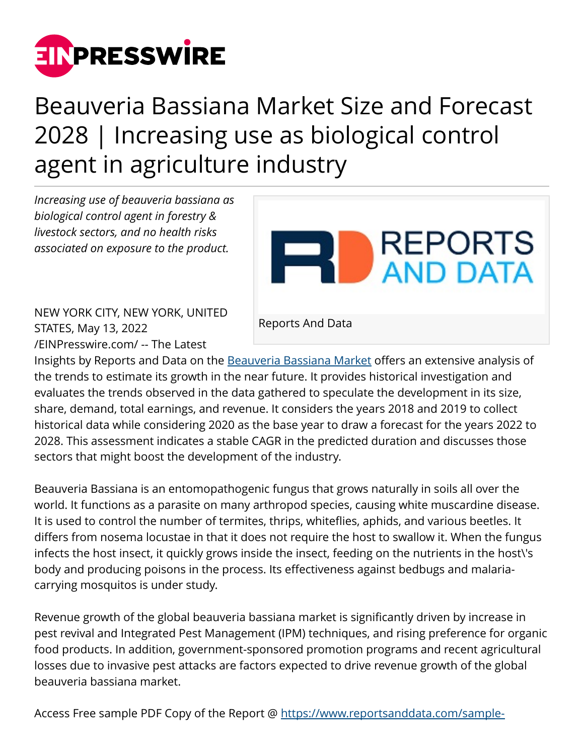# Beauveria Bassiana Market Size and Forecast 2028 | Increasing use as biological control agent in agriculture industry

*Increasing use of beauveria bassiana as biological control agent in forestry & livestock sectors, and no health risks associated on exposure to the product.*

Reports And Data

NEW YORK CITY, NEW YORK, UNITED STATES, May 13, 2022 /EINPresswire.com/ -- The Latest Insights by Reports and Data on the [Beauveria Bassiana Market](https://www.reportsanddata.com) offers an extensive analysis of the trends to estimate its growth in the near future. It provides historical investigation and evaluates the trends observed in the data gathered to speculate the development in its size, share, demand, total earnings, and revenue. It considers the years 2018 and 2019 to collect historical data while considering 2020 as the base year to draw a forecast for the years 2022 to 2028. This assessment indicates a stable CAGR in the predicted duration and discusses those sectors that might boost the development of the industry.

Beauveria Bassiana is an entomopathogenic fungus that grows naturally in soils all over the world. It functions as a parasite on many arthropod species, causing white muscardine disease. It is used to control the number of termites, thrips, whiteflies, aphids, and various beetles. It differs from nosema locustae in that it does not require the host to swallow it. When the fungus infects the host insect, it quickly grows inside the insect, feeding on the nutrients in the host\'s body and producing poisons in the process. Its effectiveness against bedbugs and malaria-carrying mosquitos is under study.

Revenue growth of the global beauveria bassiana market is significantly driven by increase in pest revival and Integrated Pest Management (IPM) techniques, and rising preference for organic food products. In addition, government-sponsored promotion programs and recent agricultural losses due to invasive pest attacks are factors expected to drive revenue growth of the global beauveria bassiana market.

Access Free sample PDF Copy of the Report @ https://www.reportsanddata.com/sample-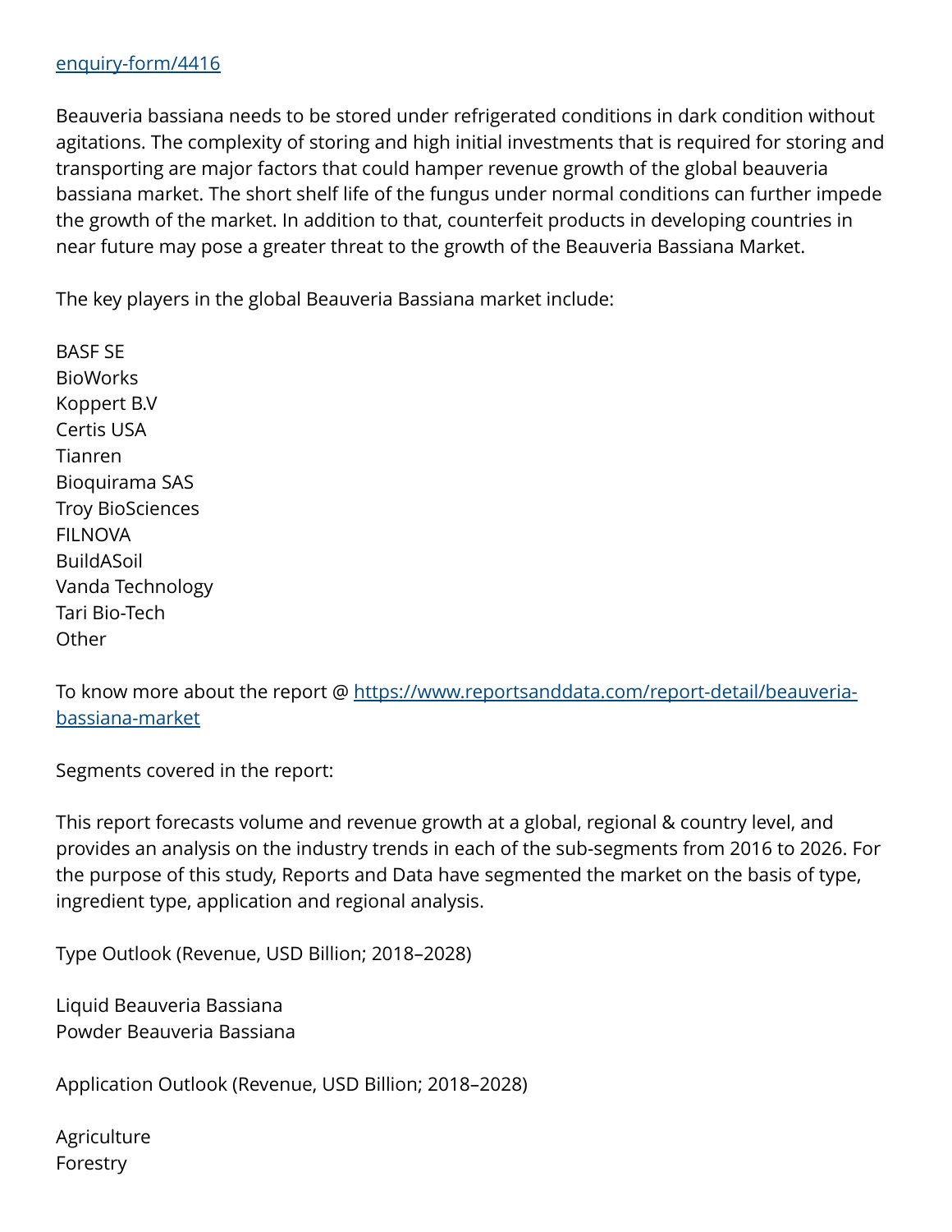[enquiry-form/4416](enquiry-form/4416)

Beauveria bassiana needs to be stored under refrigerated conditions in dark condition without agitations. The complexity of storing and high initial investments that is required for storing and transporting are major factors that could hamper revenue growth of the global beauveria bassiana market. The short shelf life of the fungus under normal conditions can further impede the growth of the market. In addition to that, counterfeit products in developing countries in near future may pose a greater threat to the growth of the Beauveria Bassiana Market.

The key players in the global Beauveria Bassiana market include:

BASF SE
BioWorks
Koppert B.V
Certis USA
Tianren
Bioquirama SAS
Troy BioSciences
FILNOVA
BuildASoil
Vanda Technology
Tari Bio-Tech
Other

To know more about the report @ [https://www.reportsanddata.com/report-detail/beauveria-bassiana-market](https://www.reportsanddata.com/report-detail/beauveria-bassiana-market)

Segments covered in the report:

This report forecasts volume and revenue growth at a global, regional & country level, and provides an analysis on the industry trends in each of the sub-segments from 2016 to 2026. For the purpose of this study, Reports and Data have segmented the market on the basis of type, ingredient type, application and regional analysis.

Type Outlook (Revenue, USD Billion; 2018–2028)

Liquid Beauveria Bassiana
Powder Beauveria Bassiana

Application Outlook (Revenue, USD Billion; 2018–2028)

Agriculture
Forestry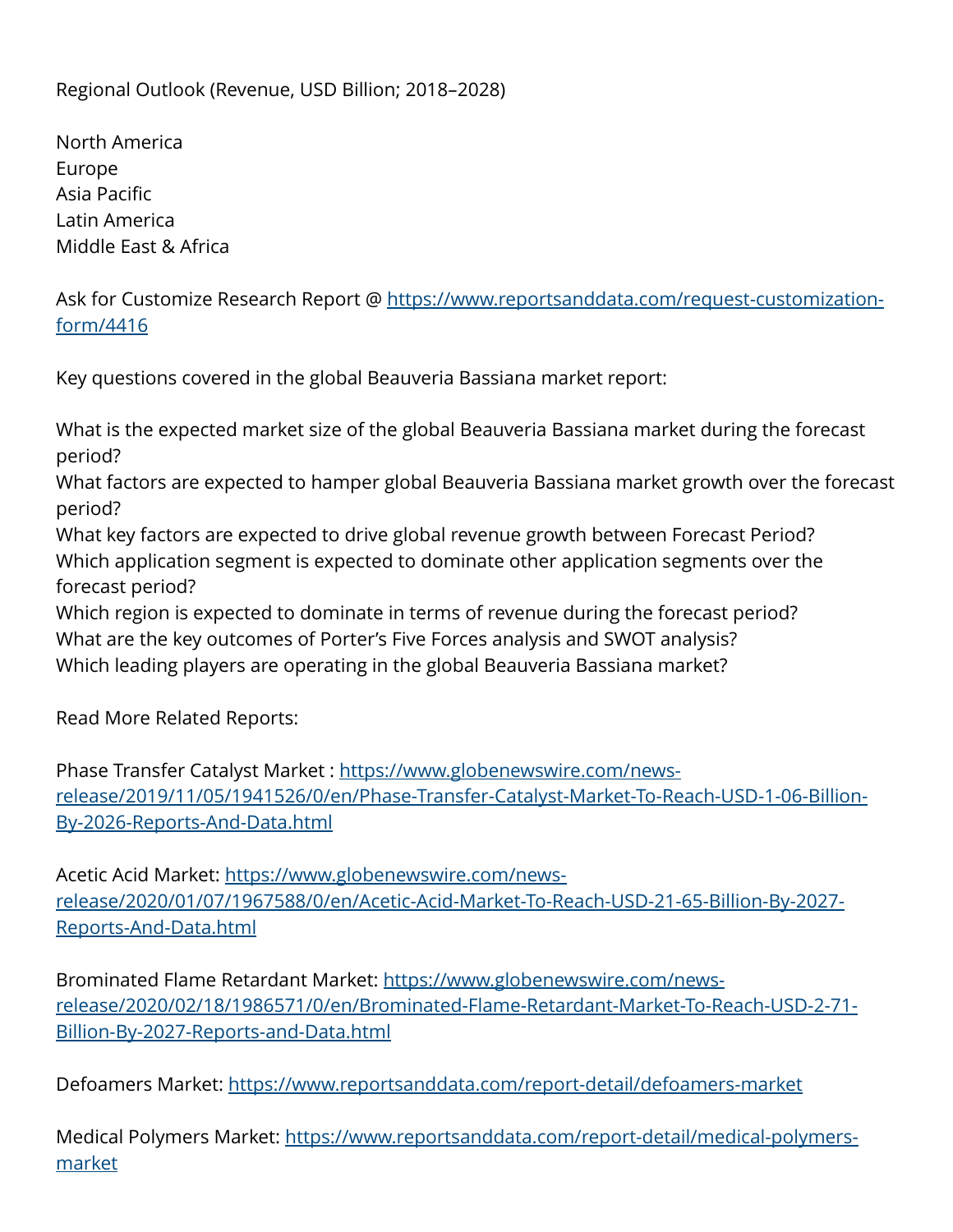Regional Outlook (Revenue, USD Billion; 2018–2028)

North America
Europe
Asia Pacific
Latin America
Middle East & Africa

Ask for Customize Research Report @ [https://www.reportsanddata.com/request-customization-form/4416](https://www.reportsanddata.com/request-customization-form/4416)

Key questions covered in the global Beauveria Bassiana market report:

What is the expected market size of the global Beauveria Bassiana market during the forecast period?
What factors are expected to hamper global Beauveria Bassiana market growth over the forecast period?
What key factors are expected to drive global revenue growth between Forecast Period?
Which application segment is expected to dominate other application segments over the forecast period?
Which region is expected to dominate in terms of revenue during the forecast period?
What are the key outcomes of Porter's Five Forces analysis and SWOT analysis?
Which leading players are operating in the global Beauveria Bassiana market?

Read More Related Reports:

Phase Transfer Catalyst Market : [https://www.globenewswire.com/news-release/2019/11/05/1941526/0/en/Phase-Transfer-Catalyst-Market-To-Reach-USD-1-06-Billion-By-2026-Reports-And-Data.html](https://www.globenewswire.com/news-release/2019/11/05/1941526/0/en/Phase-Transfer-Catalyst-Market-To-Reach-USD-1-06-Billion-By-2026-Reports-And-Data.html)

Acetic Acid Market: [https://www.globenewswire.com/news-release/2020/01/07/1967588/0/en/Acetic-Acid-Market-To-Reach-USD-21-65-Billion-By-2027-Reports-And-Data.html](https://www.globenewswire.com/news-release/2020/01/07/1967588/0/en/Acetic-Acid-Market-To-Reach-USD-21-65-Billion-By-2027-Reports-And-Data.html)

Brominated Flame Retardant Market: [https://www.globenewswire.com/news-release/2020/02/18/1986571/0/en/Brominated-Flame-Retardant-Market-To-Reach-USD-2-71-Billion-By-2027-Reports-and-Data.html](https://www.globenewswire.com/news-release/2020/02/18/1986571/0/en/Brominated-Flame-Retardant-Market-To-Reach-USD-2-71-Billion-By-2027-Reports-and-Data.html)

Defoamers Market: [https://www.reportsanddata.com/report-detail/defoamers-market](https://www.reportsanddata.com/report-detail/defoamers-market)

Medical Polymers Market: [https://www.reportsanddata.com/report-detail/medical-polymers-market](https://www.reportsanddata.com/report-detail/medical-polymers-market)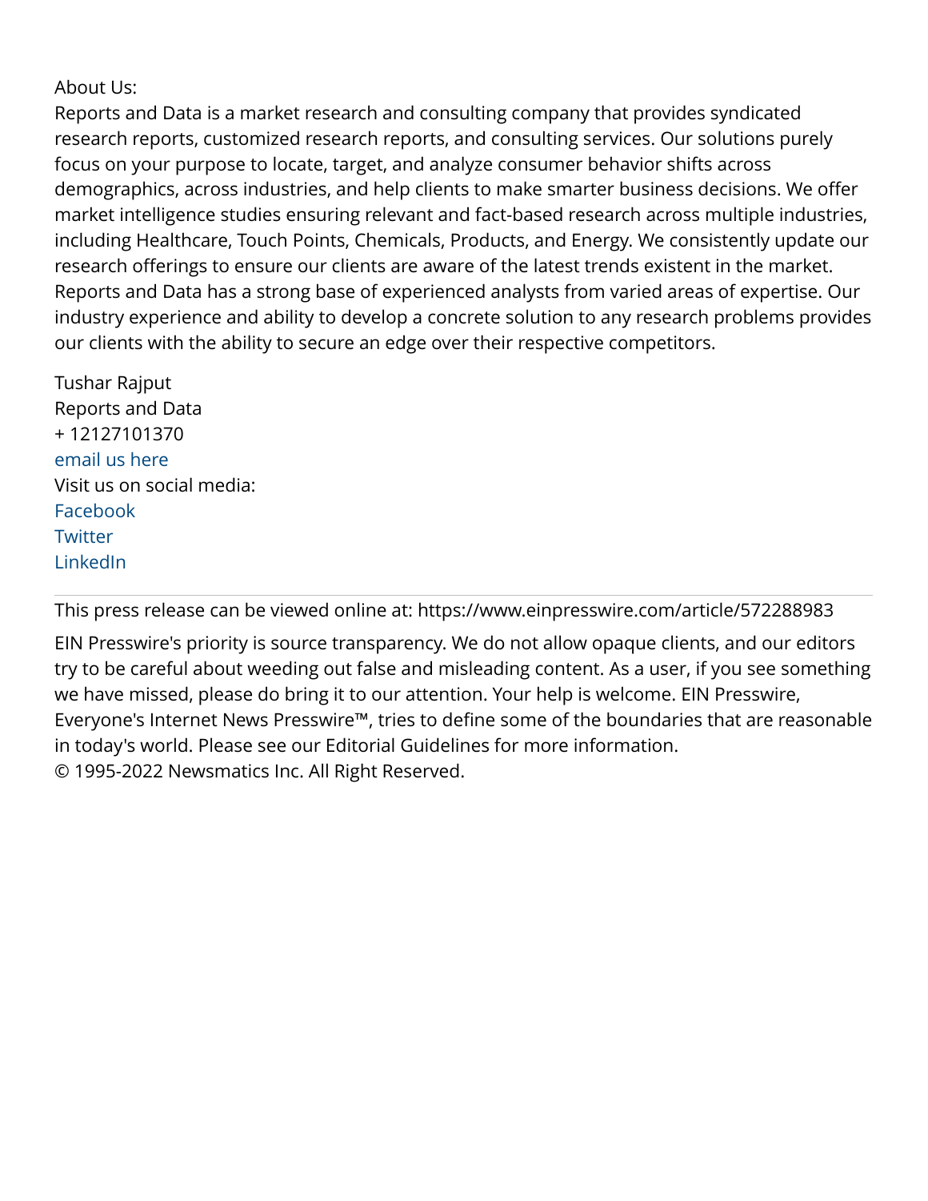About Us:
Reports and Data is a market research and consulting company that provides syndicated research reports, customized research reports, and consulting services. Our solutions purely focus on your purpose to locate, target, and analyze consumer behavior shifts across demographics, across industries, and help clients to make smarter business decisions. We offer market intelligence studies ensuring relevant and fact-based research across multiple industries, including Healthcare, Touch Points, Chemicals, Products, and Energy. We consistently update our research offerings to ensure our clients are aware of the latest trends existent in the market. Reports and Data has a strong base of experienced analysts from varied areas of expertise. Our industry experience and ability to develop a concrete solution to any research problems provides our clients with the ability to secure an edge over their respective competitors.

Tushar Rajput
Reports and Data
+ 12127101370
email us here
Visit us on social media:
Facebook
Twitter
LinkedIn

---

This press release can be viewed online at: https://www.einpresswire.com/article/572288983

EIN Presswire's priority is source transparency. We do not allow opaque clients, and our editors try to be careful about weeding out false and misleading content. As a user, if you see something we have missed, please do bring it to our attention. Your help is welcome. EIN Presswire, Everyone's Internet News Presswire™, tries to define some of the boundaries that are reasonable in today's world. Please see our Editorial Guidelines for more information.
© 1995-2022 Newsmatics Inc. All Right Reserved.